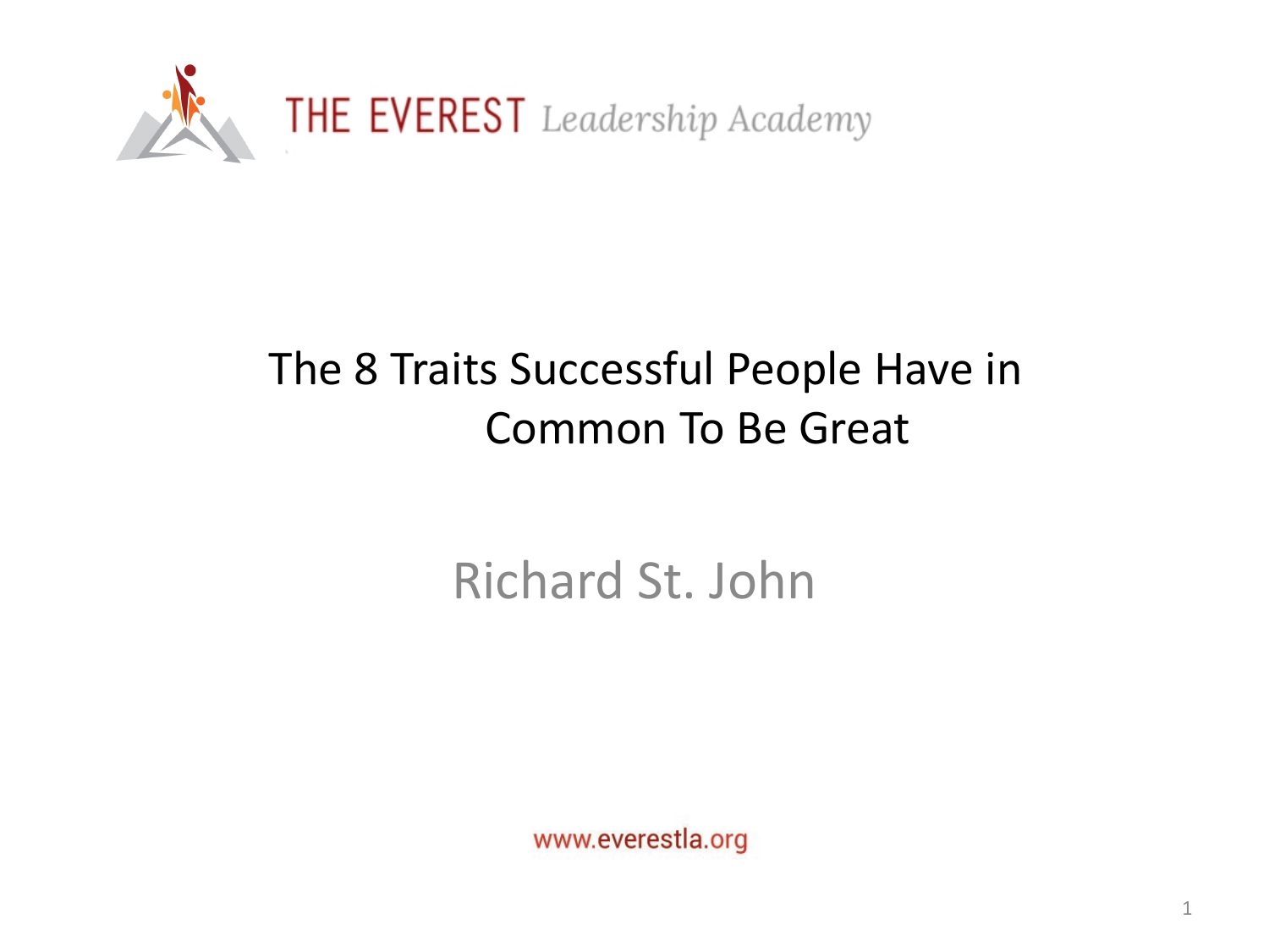THE EVEREST *Leadership Academy*

# The 8 Traits Successful People Have in Common To Be Great

Richard St. John

www.everestla.org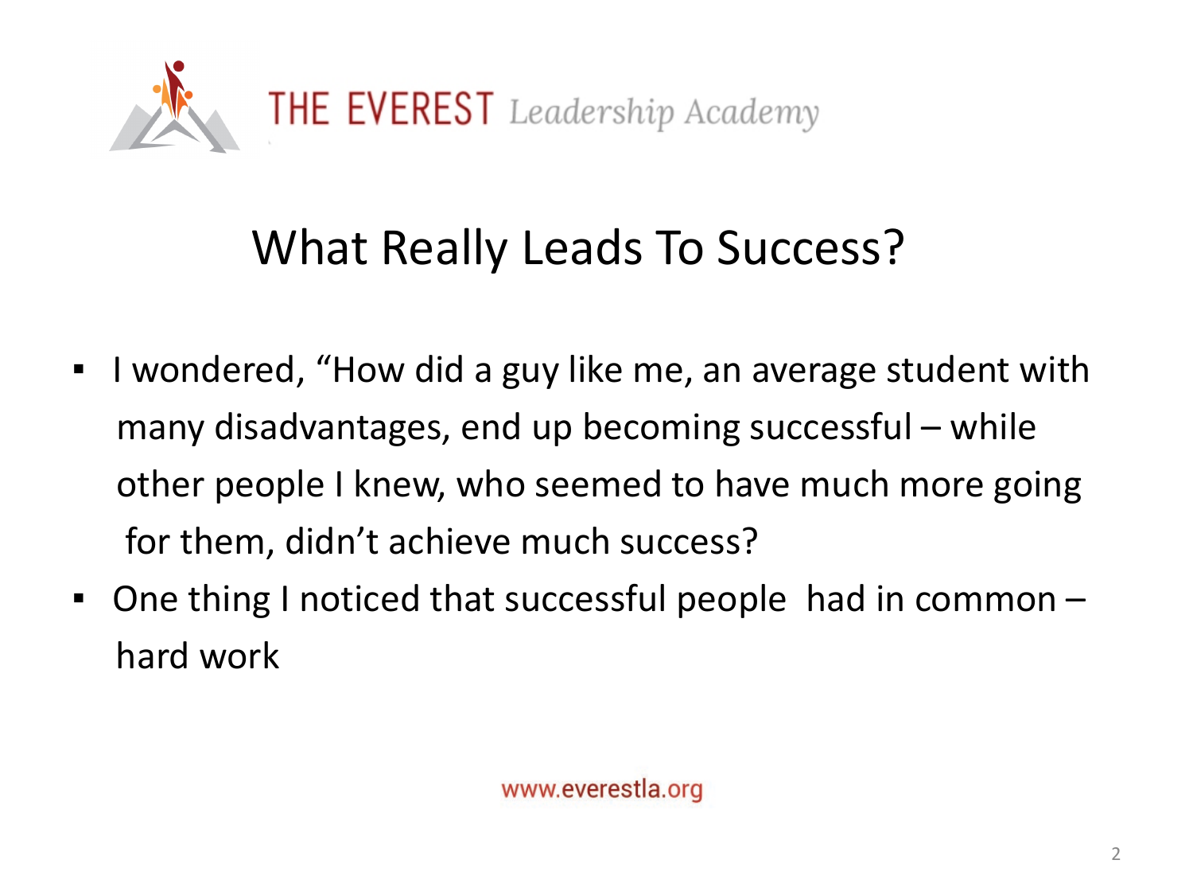# What Really Leads To Success?

- I wondered, "How did a guy like me, an average student with many disadvantages, end up becoming successful – while other people I knew, who seemed to have much more going for them, didn't achieve much success?
- One thing I noticed that successful people had in common – hard work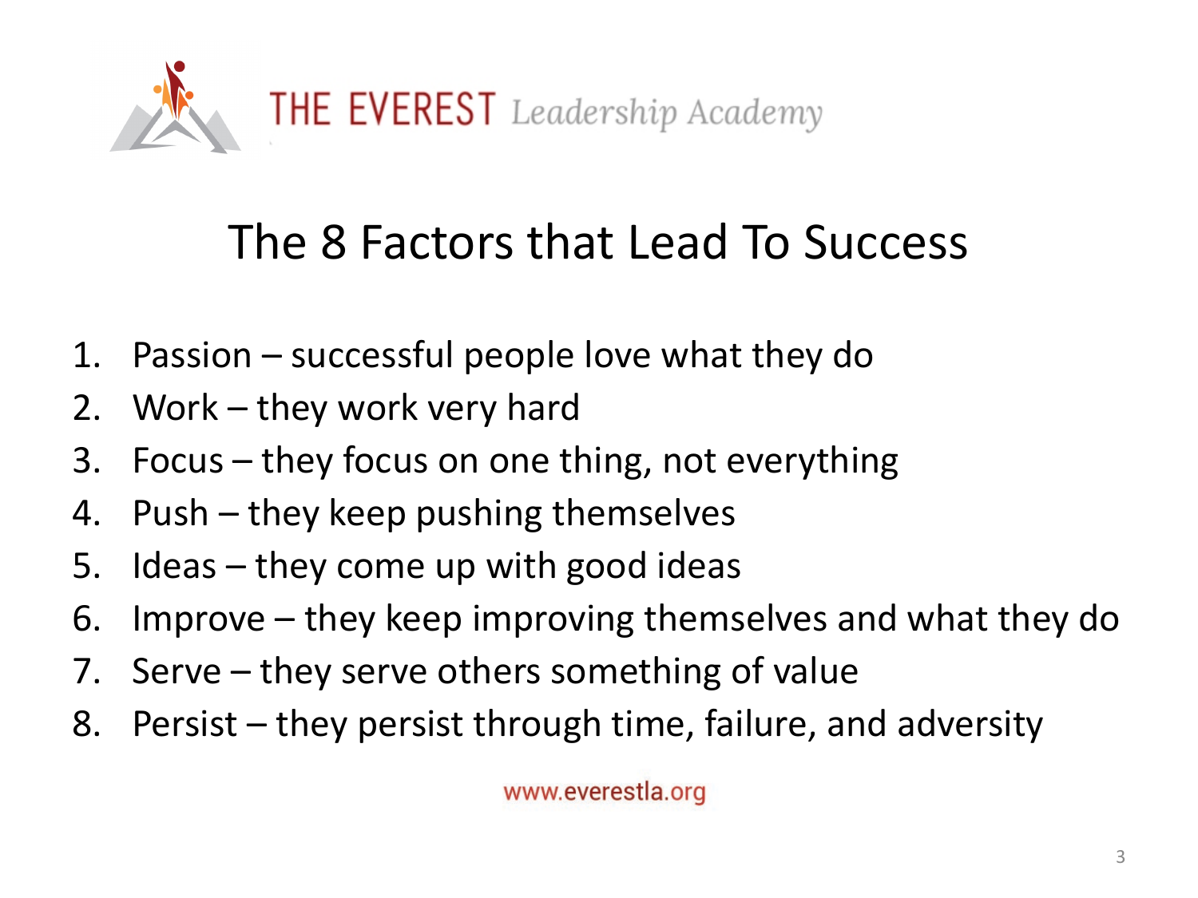THE EVEREST *Leadership Academy*

# The 8 Factors that Lead To Success

1. Passion – successful people love what they do
2. Work – they work very hard
3. Focus – they focus on one thing, not everything
4. Push – they keep pushing themselves
5. Ideas – they come up with good ideas
6. Improve – they keep improving themselves and what they do
7. Serve – they serve others something of value
8. Persist – they persist through time, failure, and adversity

www.everestla.org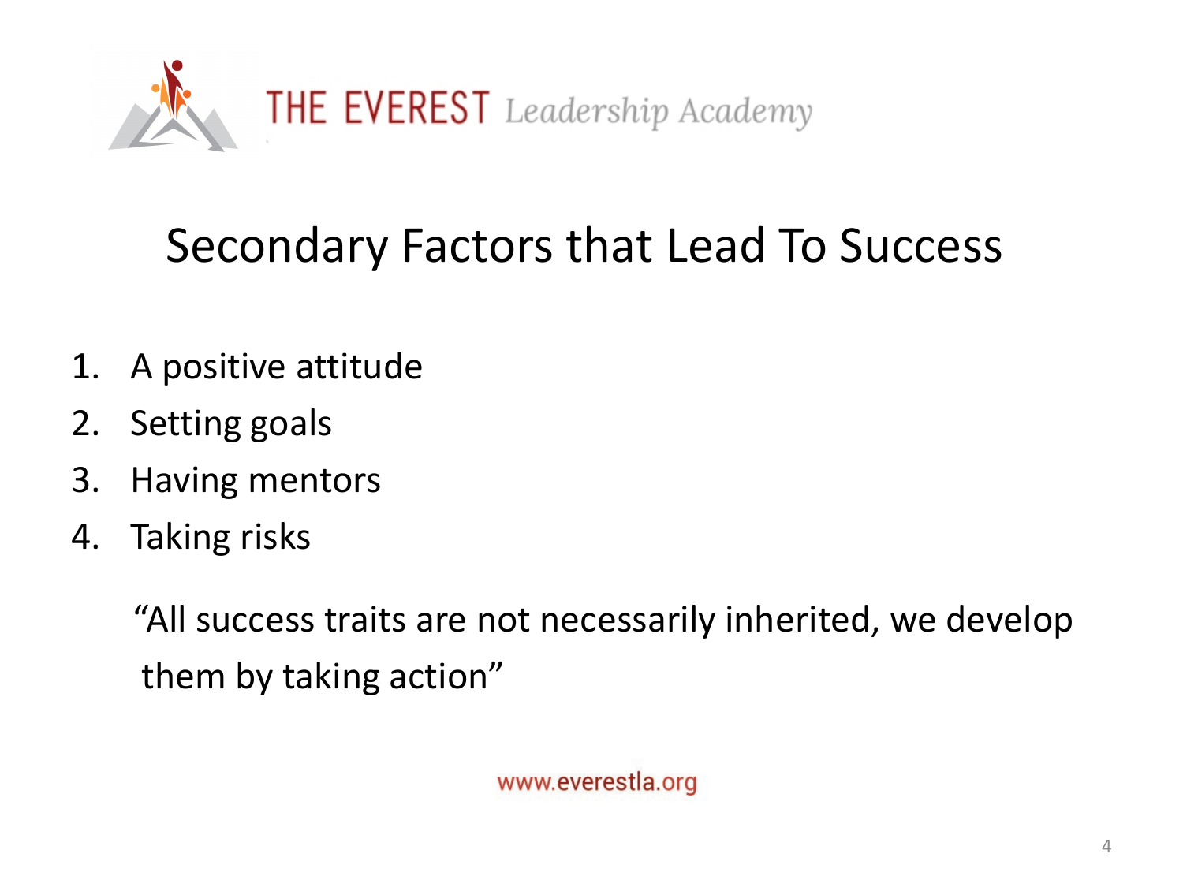THE EVEREST *Leadership Academy*

# Secondary Factors that Lead To Success

1. A positive attitude
2. Setting goals
3. Having mentors
4. Taking risks

"All success traits are not necessarily inherited, we develop them by taking action"

www.everestla.org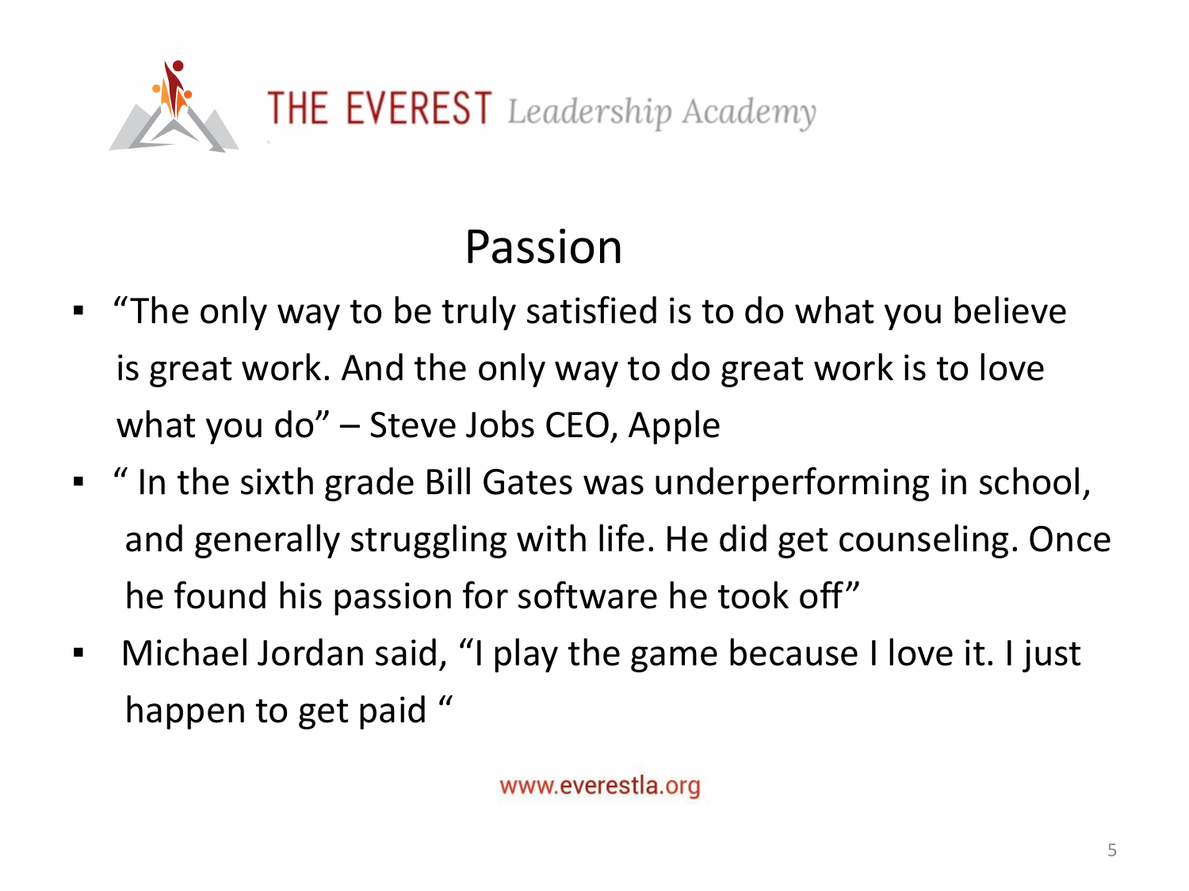# Passion

- "The only way to be truly satisfied is to do what you believe is great work. And the only way to do great work is to love what you do" – Steve Jobs CEO, Apple
- " In the sixth grade Bill Gates was underperforming in school, and generally struggling with life. He did get counseling. Once he found his passion for software he took off"
- Michael Jordan said, "I play the game because I love it. I just happen to get paid "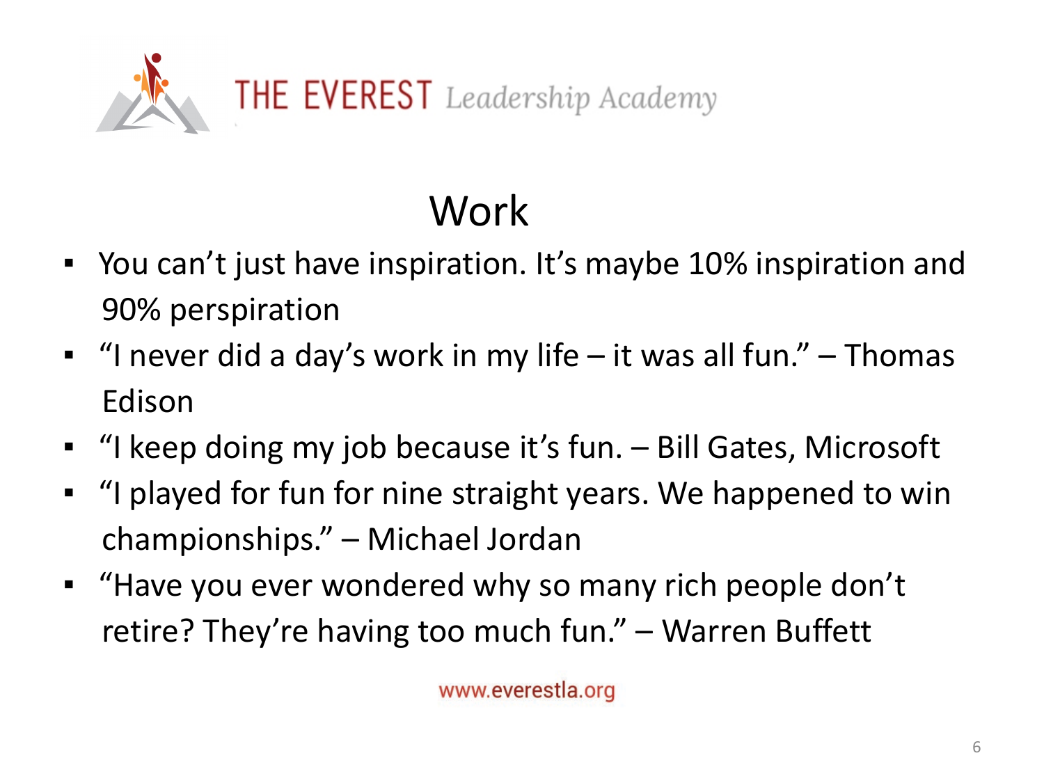# Work

- You can't just have inspiration. It's maybe 10% inspiration and 90% perspiration
- "I never did a day's work in my life – it was all fun." – Thomas Edison
- "I keep doing my job because it's fun. – Bill Gates, Microsoft
- "I played for fun for nine straight years. We happened to win championships." – Michael Jordan
- "Have you ever wondered why so many rich people don't retire? They're having too much fun." – Warren Buffett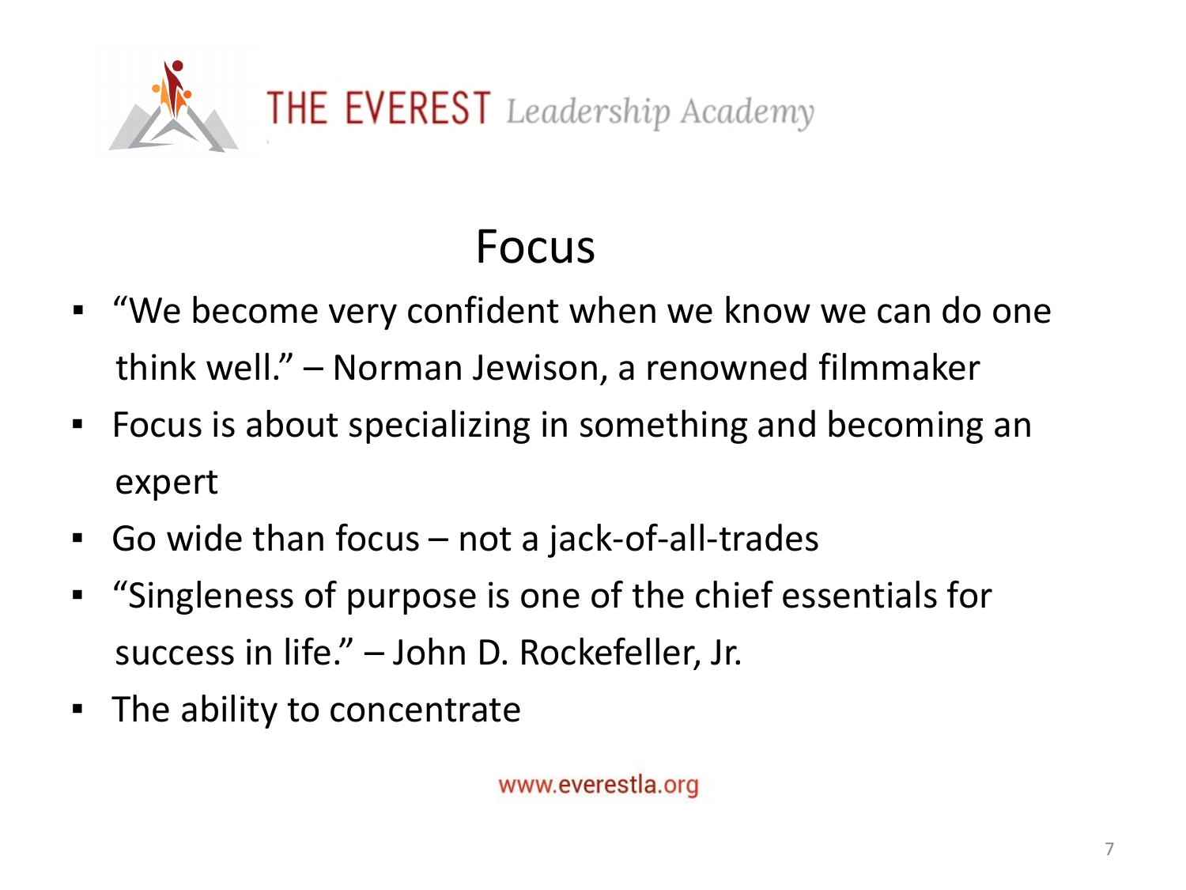# Focus

- "We become very confident when we know we can do one think well." – Norman Jewison, a renowned filmmaker
- Focus is about specializing in something and becoming an expert
- Go wide than focus – not a jack-of-all-trades
- "Singleness of purpose is one of the chief essentials for success in life." – John D. Rockefeller, Jr.
- The ability to concentrate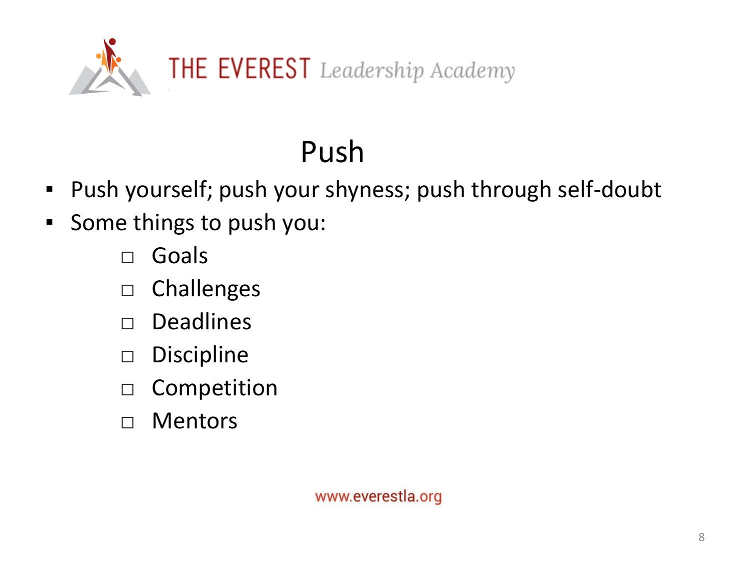# Push

- Push yourself; push your shyness; push through self-doubt
- Some things to push you:
  - Goals
  - Challenges
  - Deadlines
  - Discipline
  - Competition
  - Mentors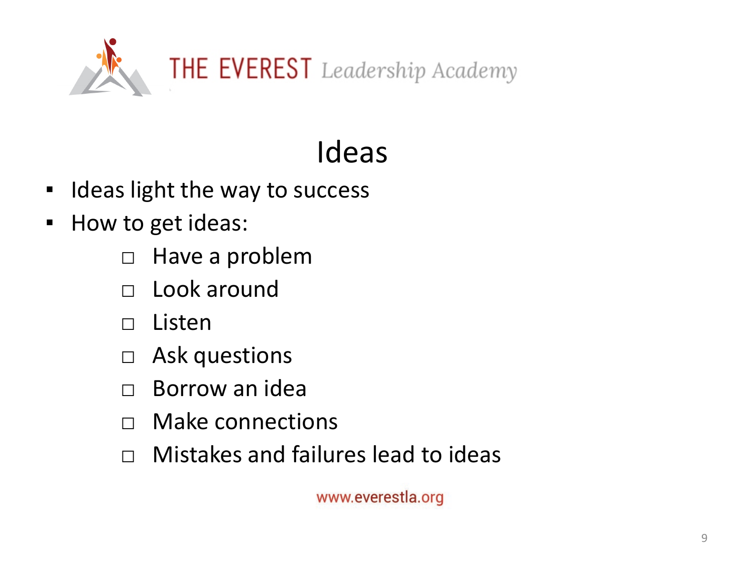# Ideas

- Ideas light the way to success
- How to get ideas:
  - Have a problem
  - Look around
  - Listen
  - Ask questions
  - Borrow an idea
  - Make connections
  - Mistakes and failures lead to ideas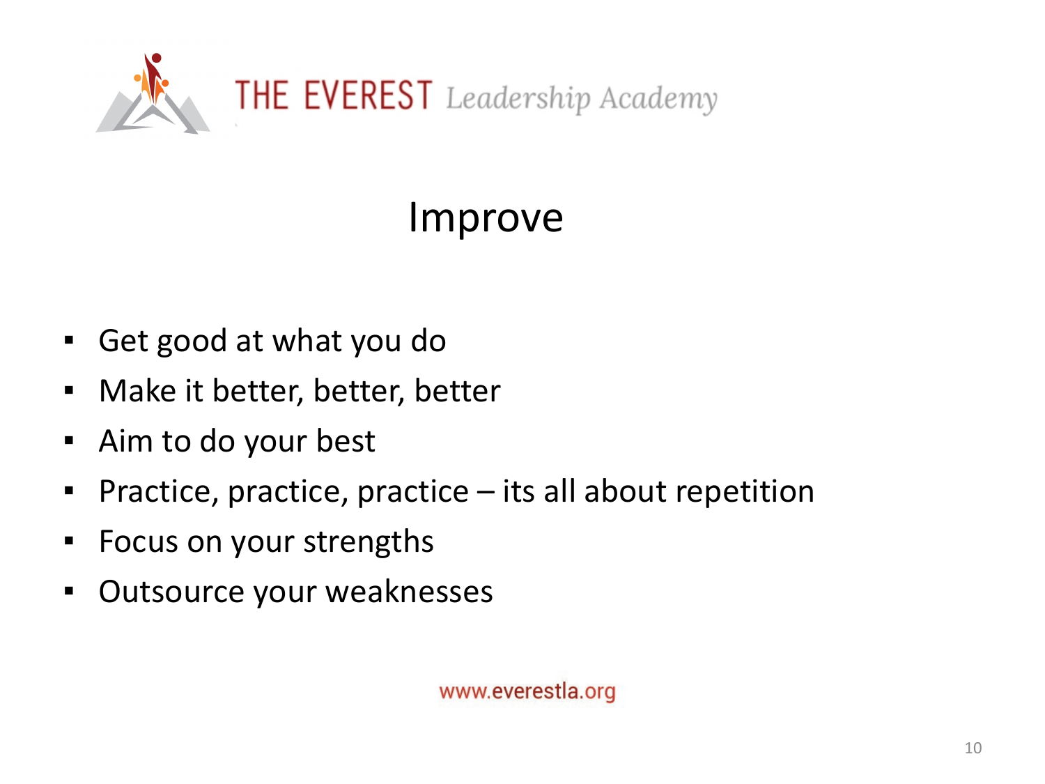# Improve

- Get good at what you do
- Make it better, better, better
- Aim to do your best
- Practice, practice, practice – its all about repetition
- Focus on your strengths
- Outsource your weaknesses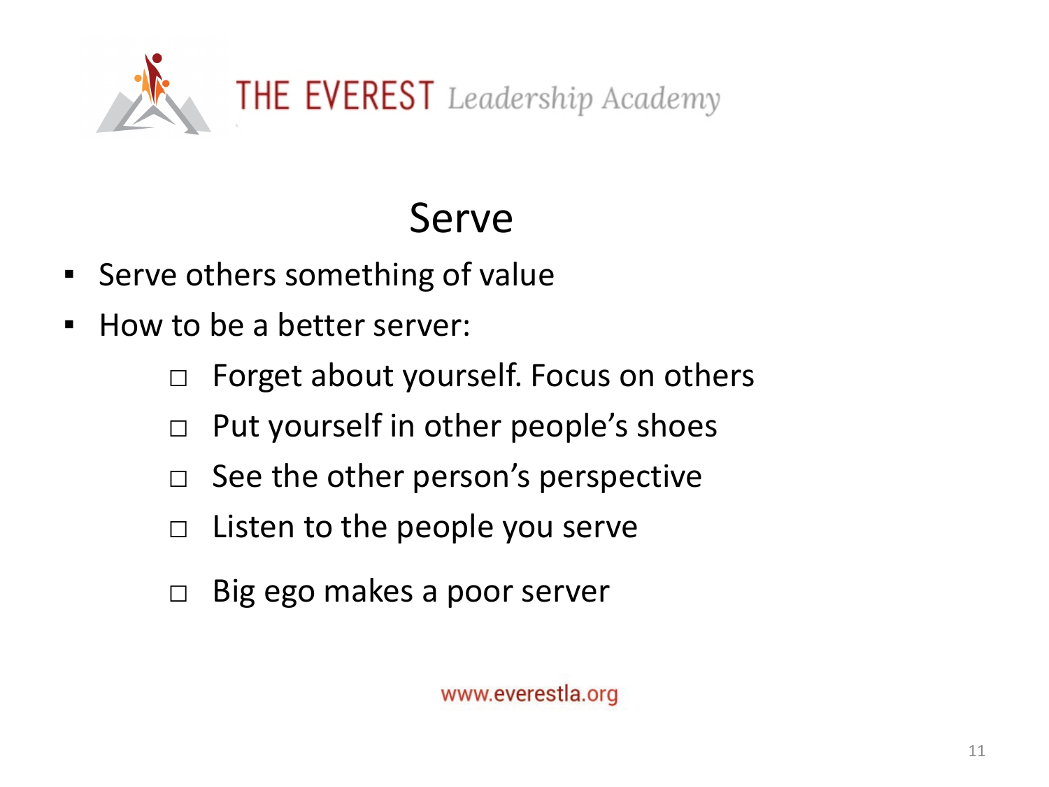THE EVEREST *Leadership Academy*

# Serve

- Serve others something of value
- How to be a better server:
  - ☐ Forget about yourself. Focus on others
  - ☐ Put yourself in other people's shoes
  - ☐ See the other person's perspective
  - ☐ Listen to the people you serve
  - ☐ Big ego makes a poor server

www.everestla.org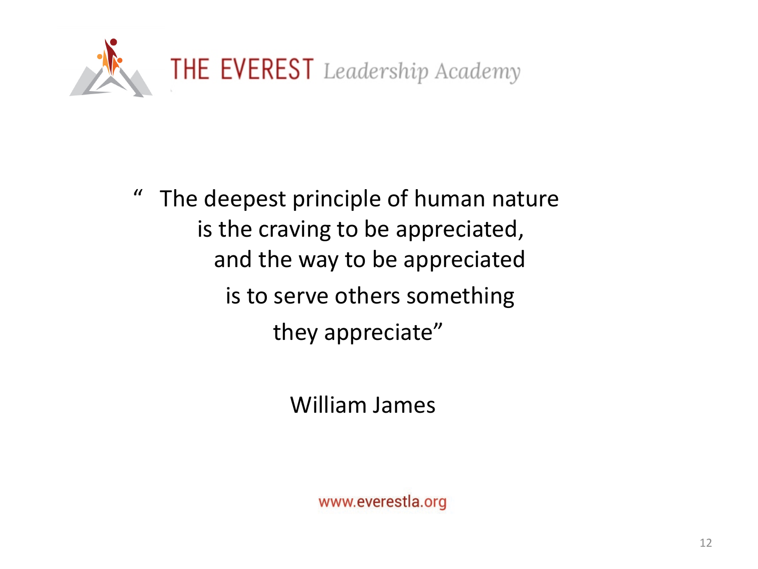THE EVEREST *Leadership Academy*

" The deepest principle of human nature
is the craving to be appreciated,
and the way to be appreciated
is to serve others something
they appreciate"

William James

www.everestla.org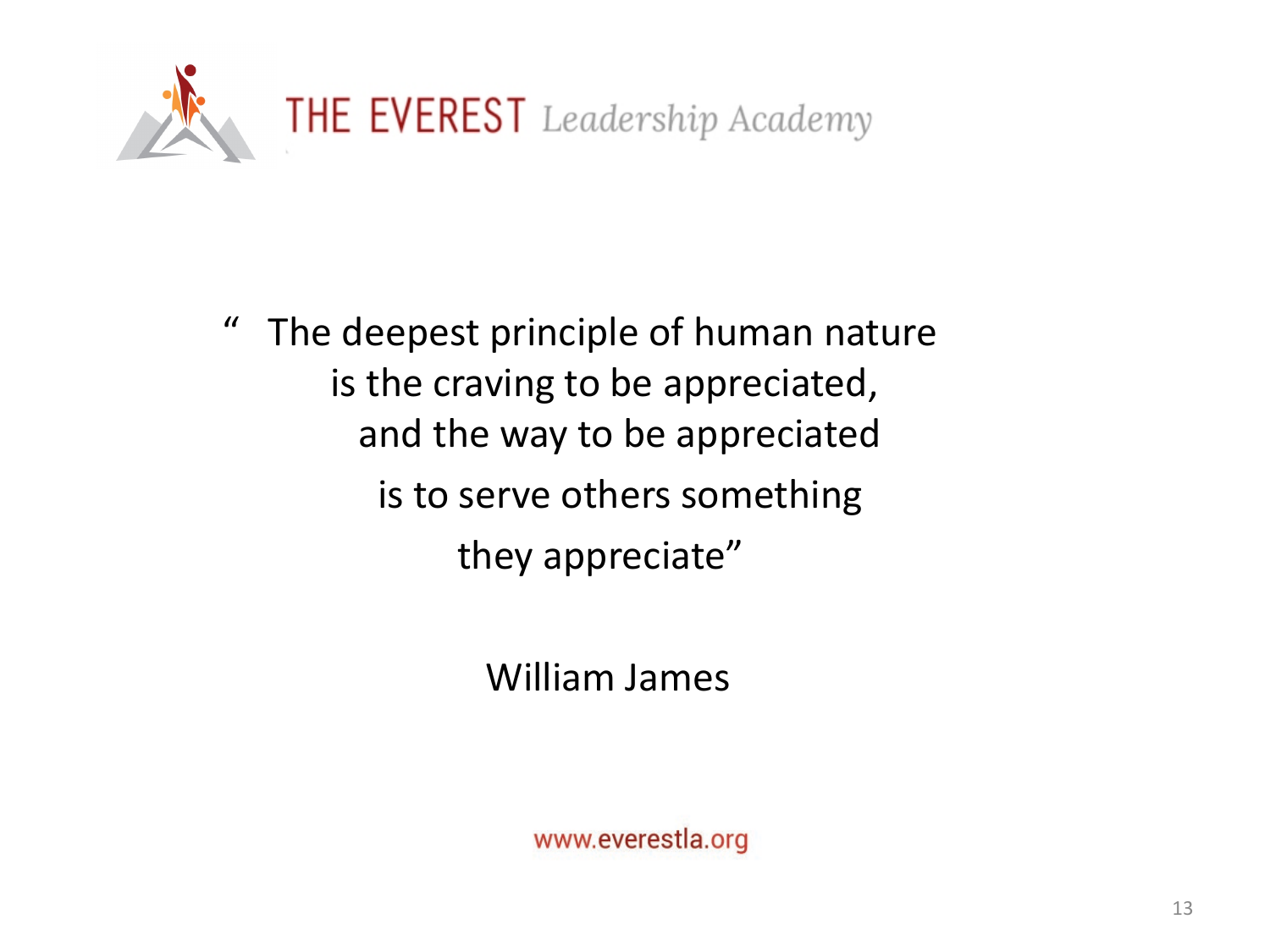THE EVEREST *Leadership Academy*

" The deepest principle of human nature
is the craving to be appreciated,
and the way to be appreciated
is to serve others something
they appreciate"

William James

www.everestla.org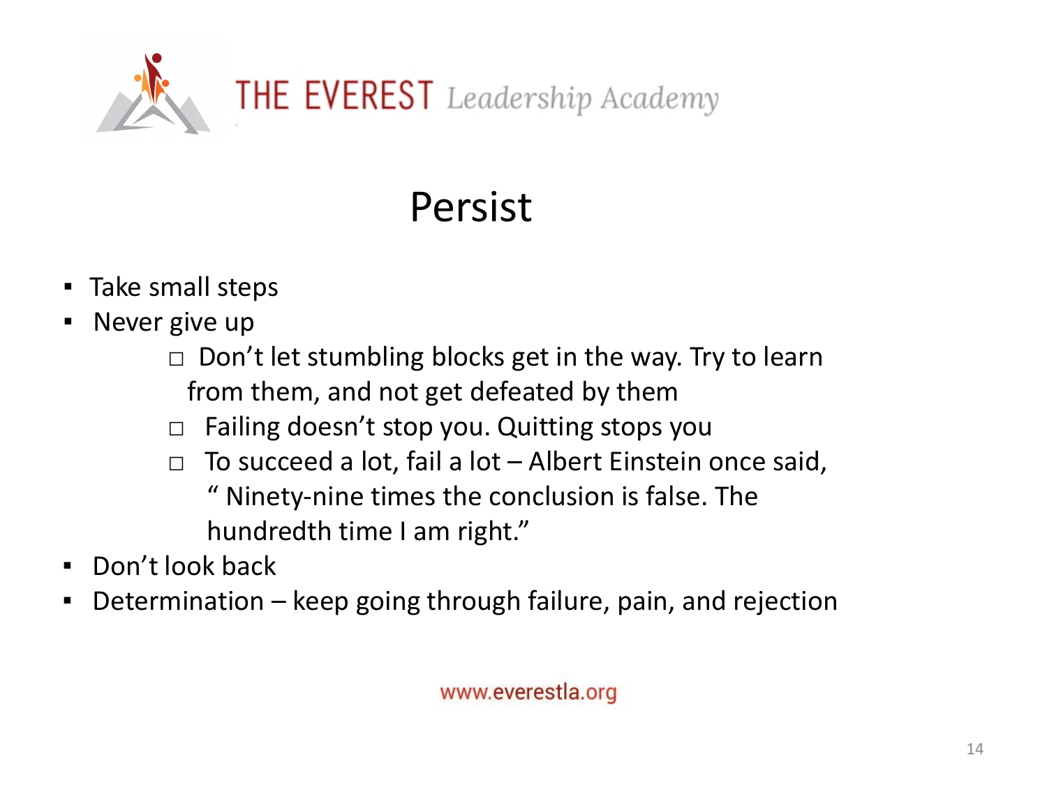THE EVEREST *Leadership Academy*

# Persist

- Take small steps
- Never give up
  - Don't let stumbling blocks get in the way. Try to learn from them, and not get defeated by them
  - Failing doesn't stop you. Quitting stops you
  - To succeed a lot, fail a lot – Albert Einstein once said, " Ninety-nine times the conclusion is false. The hundredth time I am right."
- Don't look back
- Determination – keep going through failure, pain, and rejection

www.everestla.org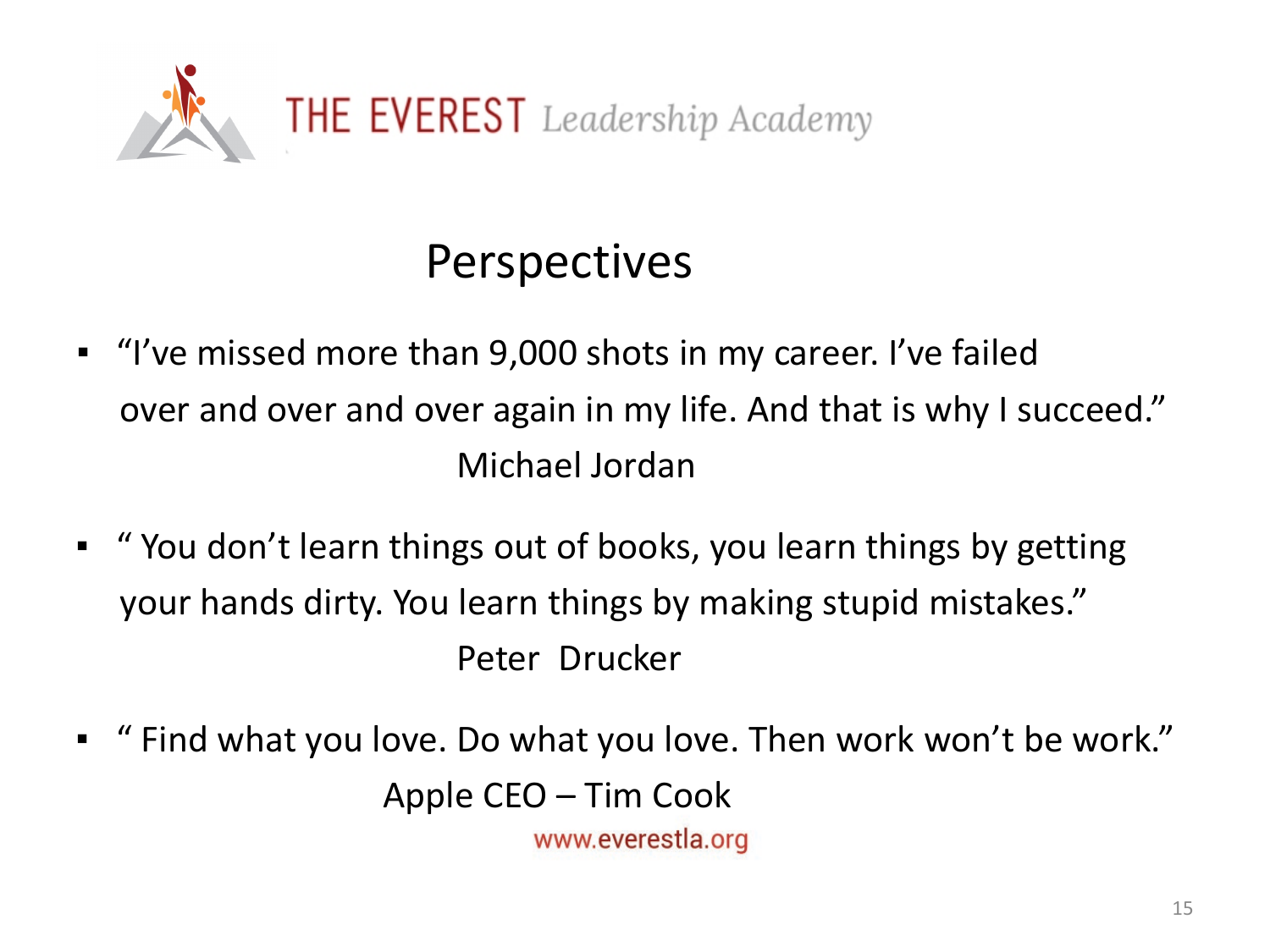THE EVEREST *Leadership Academy*

# Perspectives

- "I've missed more than 9,000 shots in my career. I've failed over and over and over again in my life. And that is why I succeed."
  Michael Jordan

- " You don't learn things out of books, you learn things by getting your hands dirty. You learn things by making stupid mistakes."
  Peter Drucker

- " Find what you love. Do what you love. Then work won't be work."
  Apple CEO – Tim Cook

www.everestla.org